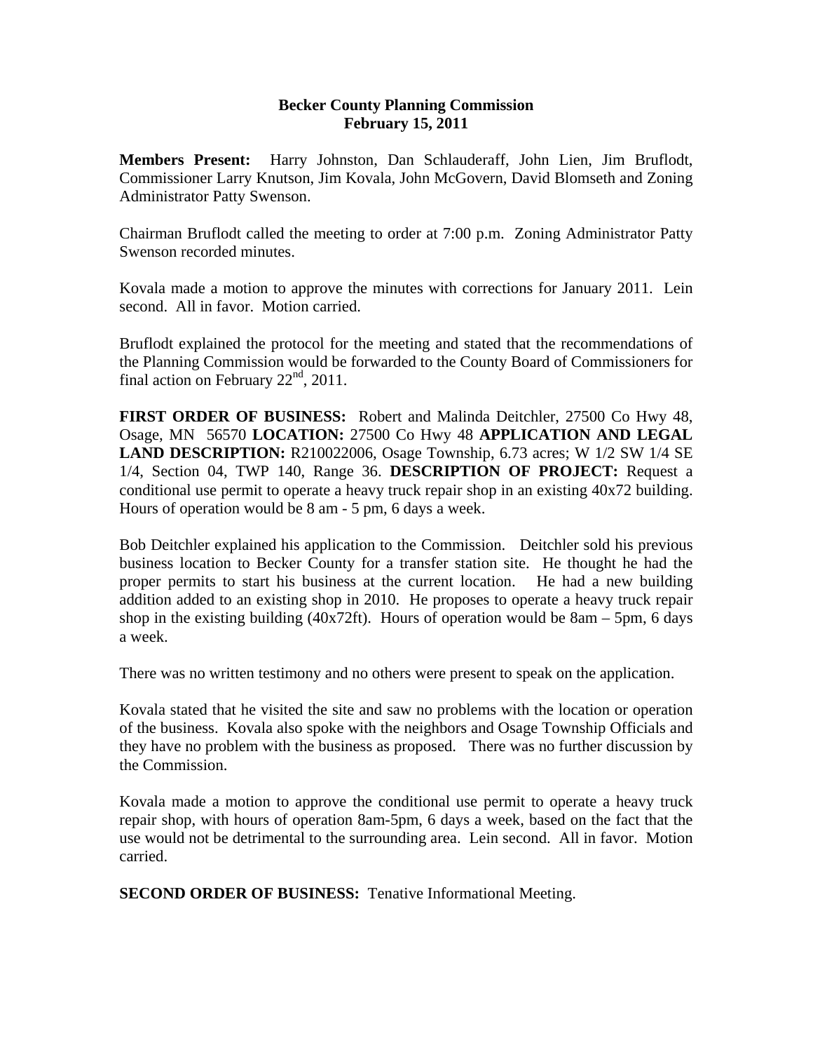**Becker County Planning Commission**
**February 15, 2011**

**Members Present:** Harry Johnston, Dan Schlauderaff, John Lien, Jim Bruflodt, Commissioner Larry Knutson, Jim Kovala, John McGovern, David Blomseth and Zoning Administrator Patty Swenson.

Chairman Bruflodt called the meeting to order at 7:00 p.m. Zoning Administrator Patty Swenson recorded minutes.

Kovala made a motion to approve the minutes with corrections for January 2011. Lein second. All in favor. Motion carried.

Bruflodt explained the protocol for the meeting and stated that the recommendations of the Planning Commission would be forwarded to the County Board of Commissioners for final action on February 22nd, 2011.

**FIRST ORDER OF BUSINESS:** Robert and Malinda Deitchler, 27500 Co Hwy 48, Osage, MN 56570 **LOCATION:** 27500 Co Hwy 48 **APPLICATION AND LEGAL LAND DESCRIPTION:** R210022006, Osage Township, 6.73 acres; W 1/2 SW 1/4 SE 1/4, Section 04, TWP 140, Range 36. **DESCRIPTION OF PROJECT:** Request a conditional use permit to operate a heavy truck repair shop in an existing 40x72 building. Hours of operation would be 8 am - 5 pm, 6 days a week.

Bob Deitchler explained his application to the Commission. Deitchler sold his previous business location to Becker County for a transfer station site. He thought he had the proper permits to start his business at the current location. He had a new building addition added to an existing shop in 2010. He proposes to operate a heavy truck repair shop in the existing building (40x72ft). Hours of operation would be 8am – 5pm, 6 days a week.

There was no written testimony and no others were present to speak on the application.

Kovala stated that he visited the site and saw no problems with the location or operation of the business. Kovala also spoke with the neighbors and Osage Township Officials and they have no problem with the business as proposed. There was no further discussion by the Commission.

Kovala made a motion to approve the conditional use permit to operate a heavy truck repair shop, with hours of operation 8am-5pm, 6 days a week, based on the fact that the use would not be detrimental to the surrounding area. Lein second. All in favor. Motion carried.

**SECOND ORDER OF BUSINESS:** Tenative Informational Meeting.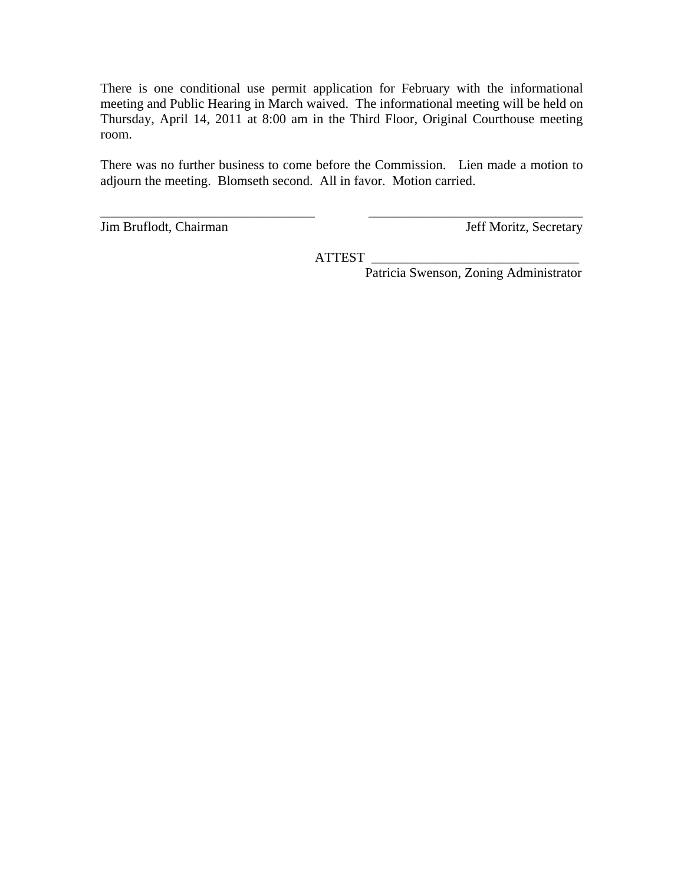There is one conditional use permit application for February with the informational meeting and Public Hearing in March waived. The informational meeting will be held on Thursday, April 14, 2011 at 8:00 am in the Third Floor, Original Courthouse meeting room.

There was no further business to come before the Commission. Lien made a motion to adjourn the meeting. Blomseth second. All in favor. Motion carried.

________________________________ ________________________________

Jim Bruflodt, Chairman Jeff Moritz, Secretary

ATTEST ______________________________

Patricia Swenson, Zoning Administrator